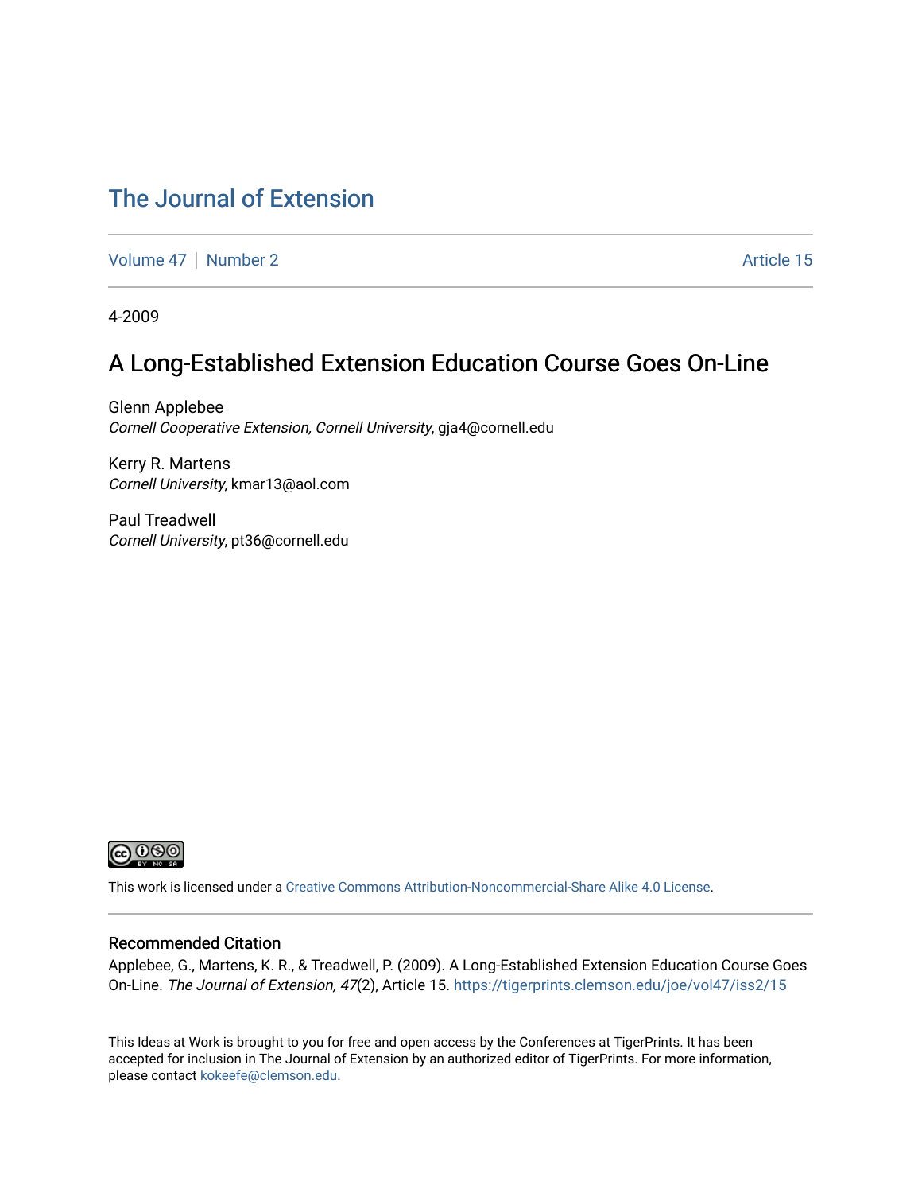# The Journal of Extension

Volume 47 | Number 2 | Article 15

4-2009

## A Long-Established Extension Education Course Goes On-Line

Glenn Applebee
*Cornell Cooperative Extension, Cornell University*, gja4@cornell.edu

Kerry R. Martens
*Cornell University*, kmar13@aol.com

Paul Treadwell
*Cornell University*, pt36@cornell.edu

This work is licensed under a Creative Commons Attribution-Noncommercial-Share Alike 4.0 License.

### Recommended Citation

Applebee, G., Martens, K. R., & Treadwell, P. (2009). A Long-Established Extension Education Course Goes On-Line. *The Journal of Extension, 47*(2), Article 15. https://tigerprints.clemson.edu/joe/vol47/iss2/15

This Ideas at Work is brought to you for free and open access by the Conferences at TigerPrints. It has been accepted for inclusion in The Journal of Extension by an authorized editor of TigerPrints. For more information, please contact kokeefe@clemson.edu.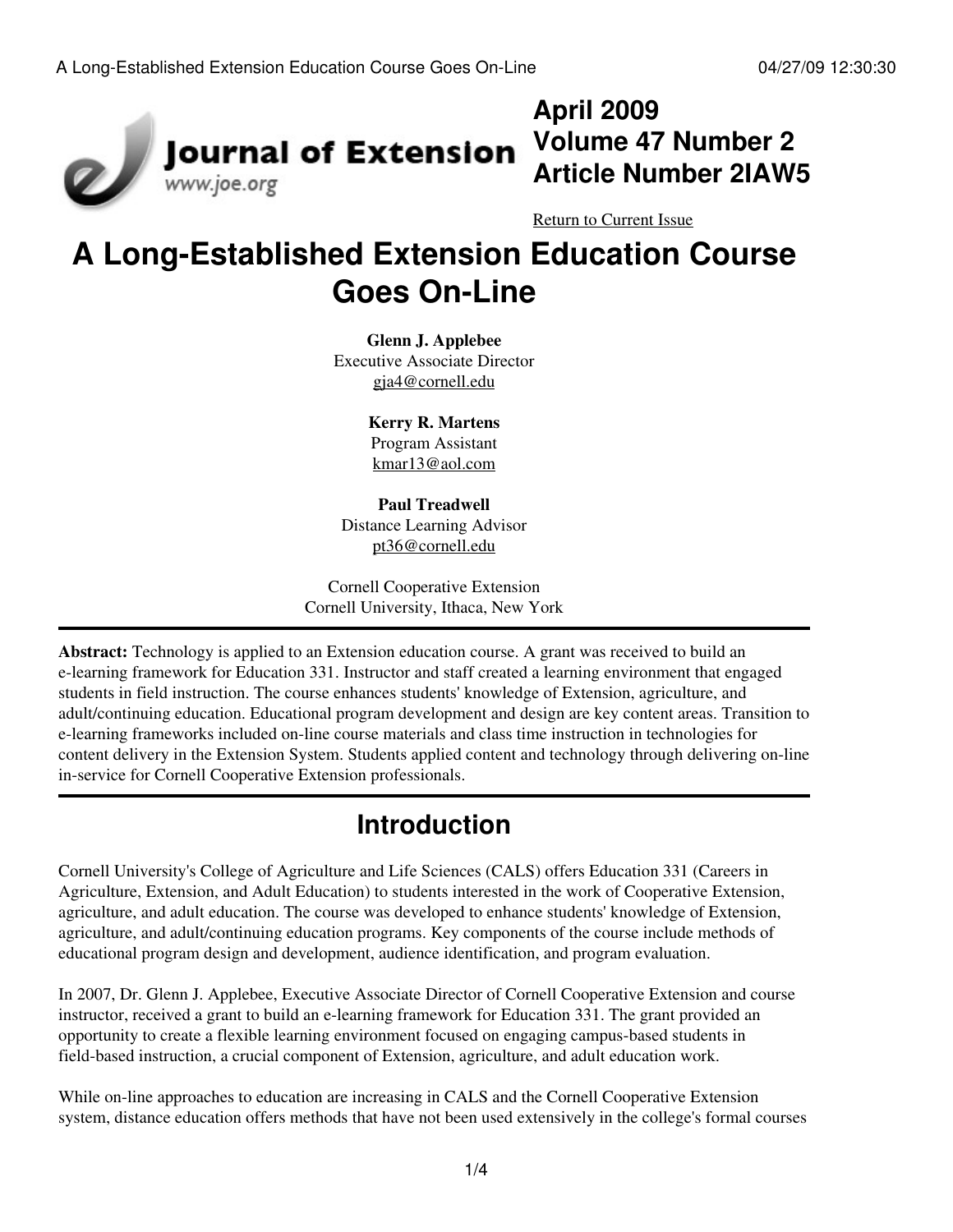# A Long-Established Extension Education Course Goes On-Line

**Glenn J. Applebee**
Executive Associate Director
gja4@cornell.edu

**Kerry R. Martens**
Program Assistant
kmar13@aol.com

**Paul Treadwell**
Distance Learning Advisor
pt36@cornell.edu

Cornell Cooperative Extension
Cornell University, Ithaca, New York

---

**Abstract:** Technology is applied to an Extension education course. A grant was received to build an e-learning framework for Education 331. Instructor and staff created a learning environment that engaged students in field instruction. The course enhances students' knowledge of Extension, agriculture, and adult/continuing education. Educational program development and design are key content areas. Transition to e-learning frameworks included on-line course materials and class time instruction in technologies for content delivery in the Extension System. Students applied content and technology through delivering on-line in-service for Cornell Cooperative Extension professionals.

---

## Introduction

Cornell University's College of Agriculture and Life Sciences (CALS) offers Education 331 (Careers in Agriculture, Extension, and Adult Education) to students interested in the work of Cooperative Extension, agriculture, and adult education. The course was developed to enhance students' knowledge of Extension, agriculture, and adult/continuing education programs. Key components of the course include methods of educational program design and development, audience identification, and program evaluation.

In 2007, Dr. Glenn J. Applebee, Executive Associate Director of Cornell Cooperative Extension and course instructor, received a grant to build an e-learning framework for Education 331. The grant provided an opportunity to create a flexible learning environment focused on engaging campus-based students in field-based instruction, a crucial component of Extension, agriculture, and adult education work.

While on-line approaches to education are increasing in CALS and the Cornell Cooperative Extension system, distance education offers methods that have not been used extensively in the college's formal courses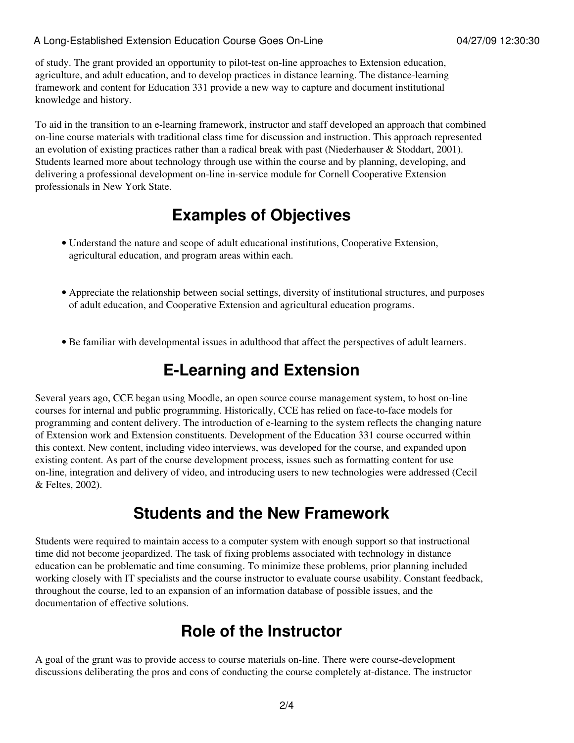of study. The grant provided an opportunity to pilot-test on-line approaches to Extension education, agriculture, and adult education, and to develop practices in distance learning. The distance-learning framework and content for Education 331 provide a new way to capture and document institutional knowledge and history.

To aid in the transition to an e-learning framework, instructor and staff developed an approach that combined on-line course materials with traditional class time for discussion and instruction. This approach represented an evolution of existing practices rather than a radical break with past (Niederhauser & Stoddart, 2001). Students learned more about technology through use within the course and by planning, developing, and delivering a professional development on-line in-service module for Cornell Cooperative Extension professionals in New York State.

## Examples of Objectives

- Understand the nature and scope of adult educational institutions, Cooperative Extension, agricultural education, and program areas within each.
- Appreciate the relationship between social settings, diversity of institutional structures, and purposes of adult education, and Cooperative Extension and agricultural education programs.
- Be familiar with developmental issues in adulthood that affect the perspectives of adult learners.

## E-Learning and Extension

Several years ago, CCE began using Moodle, an open source course management system, to host on-line courses for internal and public programming. Historically, CCE has relied on face-to-face models for programming and content delivery. The introduction of e-learning to the system reflects the changing nature of Extension work and Extension constituents. Development of the Education 331 course occurred within this context. New content, including video interviews, was developed for the course, and expanded upon existing content. As part of the course development process, issues such as formatting content for use on-line, integration and delivery of video, and introducing users to new technologies were addressed (Cecil & Feltes, 2002).

## Students and the New Framework

Students were required to maintain access to a computer system with enough support so that instructional time did not become jeopardized. The task of fixing problems associated with technology in distance education can be problematic and time consuming. To minimize these problems, prior planning included working closely with IT specialists and the course instructor to evaluate course usability. Constant feedback, throughout the course, led to an expansion of an information database of possible issues, and the documentation of effective solutions.

## Role of the Instructor

A goal of the grant was to provide access to course materials on-line. There were course-development discussions deliberating the pros and cons of conducting the course completely at-distance. The instructor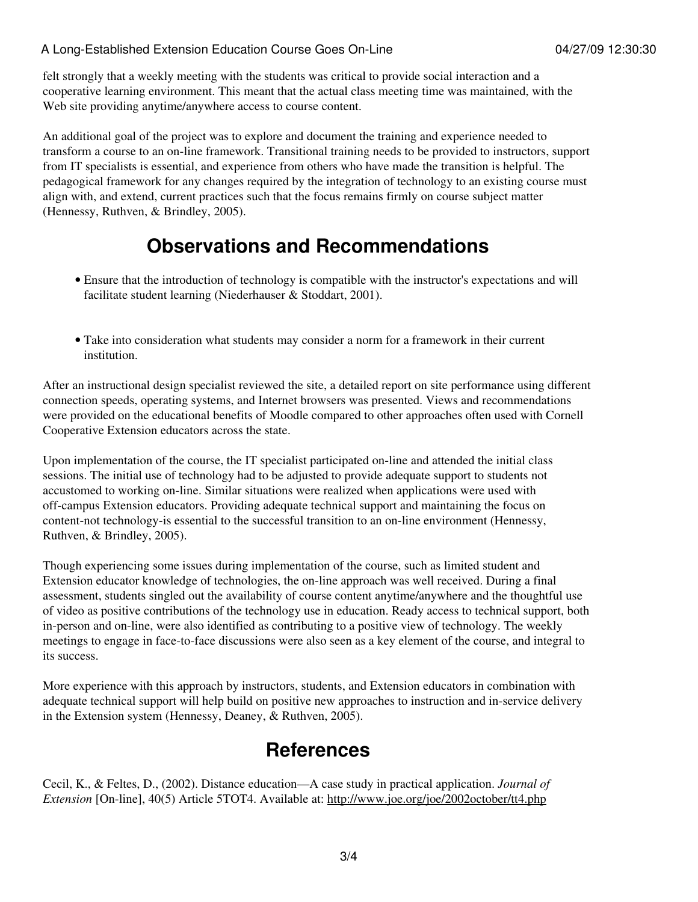felt strongly that a weekly meeting with the students was critical to provide social interaction and a cooperative learning environment. This meant that the actual class meeting time was maintained, with the Web site providing anytime/anywhere access to course content.

An additional goal of the project was to explore and document the training and experience needed to transform a course to an on-line framework. Transitional training needs to be provided to instructors, support from IT specialists is essential, and experience from others who have made the transition is helpful. The pedagogical framework for any changes required by the integration of technology to an existing course must align with, and extend, current practices such that the focus remains firmly on course subject matter (Hennessy, Ruthven, & Brindley, 2005).

## Observations and Recommendations

- Ensure that the introduction of technology is compatible with the instructor's expectations and will facilitate student learning (Niederhauser & Stoddart, 2001).
- Take into consideration what students may consider a norm for a framework in their current institution.

After an instructional design specialist reviewed the site, a detailed report on site performance using different connection speeds, operating systems, and Internet browsers was presented. Views and recommendations were provided on the educational benefits of Moodle compared to other approaches often used with Cornell Cooperative Extension educators across the state.

Upon implementation of the course, the IT specialist participated on-line and attended the initial class sessions. The initial use of technology had to be adjusted to provide adequate support to students not accustomed to working on-line. Similar situations were realized when applications were used with off-campus Extension educators. Providing adequate technical support and maintaining the focus on content-not technology-is essential to the successful transition to an on-line environment (Hennessy, Ruthven, & Brindley, 2005).

Though experiencing some issues during implementation of the course, such as limited student and Extension educator knowledge of technologies, the on-line approach was well received. During a final assessment, students singled out the availability of course content anytime/anywhere and the thoughtful use of video as positive contributions of the technology use in education. Ready access to technical support, both in-person and on-line, were also identified as contributing to a positive view of technology. The weekly meetings to engage in face-to-face discussions were also seen as a key element of the course, and integral to its success.

More experience with this approach by instructors, students, and Extension educators in combination with adequate technical support will help build on positive new approaches to instruction and in-service delivery in the Extension system (Hennessy, Deaney, & Ruthven, 2005).

## References

Cecil, K., & Feltes, D., (2002). Distance education—A case study in practical application. *Journal of Extension* [On-line], 40(5) Article 5TOT4. Available at: http://www.joe.org/joe/2002october/tt4.php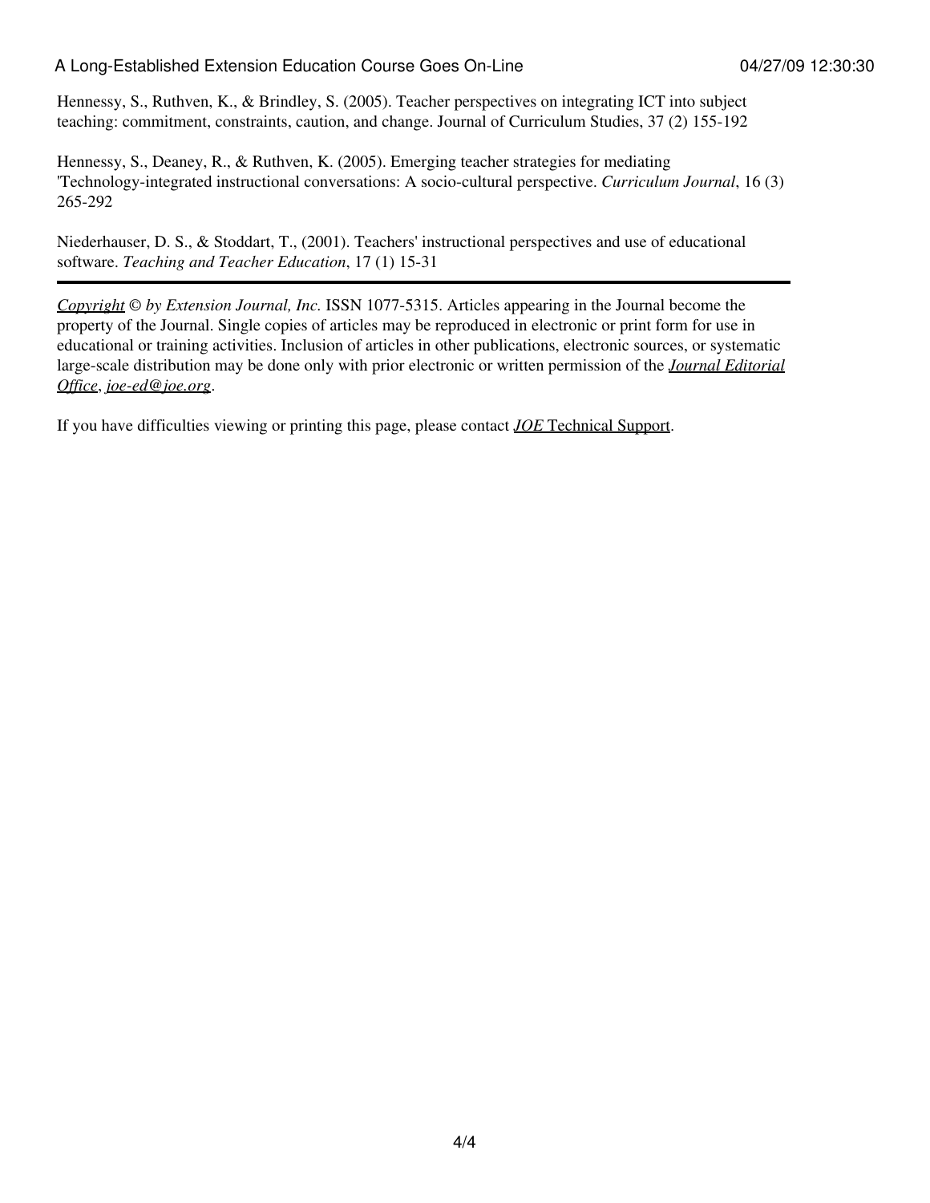Hennessy, S., Ruthven, K., & Brindley, S. (2005). Teacher perspectives on integrating ICT into subject teaching: commitment, constraints, caution, and change. Journal of Curriculum Studies, 37 (2) 155-192

Hennessy, S., Deaney, R., & Ruthven, K. (2005). Emerging teacher strategies for mediating 'Technology-integrated instructional conversations: A socio-cultural perspective. *Curriculum Journal*, 16 (3) 265-292

Niederhauser, D. S., & Stoddart, T., (2001). Teachers' instructional perspectives and use of educational software. *Teaching and Teacher Education*, 17 (1) 15-31

---

*Copyright © by Extension Journal, Inc.* ISSN 1077-5315. Articles appearing in the Journal become the property of the Journal. Single copies of articles may be reproduced in electronic or print form for use in educational or training activities. Inclusion of articles in other publications, electronic sources, or systematic large-scale distribution may be done only with prior electronic or written permission of the *Journal Editorial Office*, *joe-ed@joe.org*.

If you have difficulties viewing or printing this page, please contact *JOE* Technical Support.